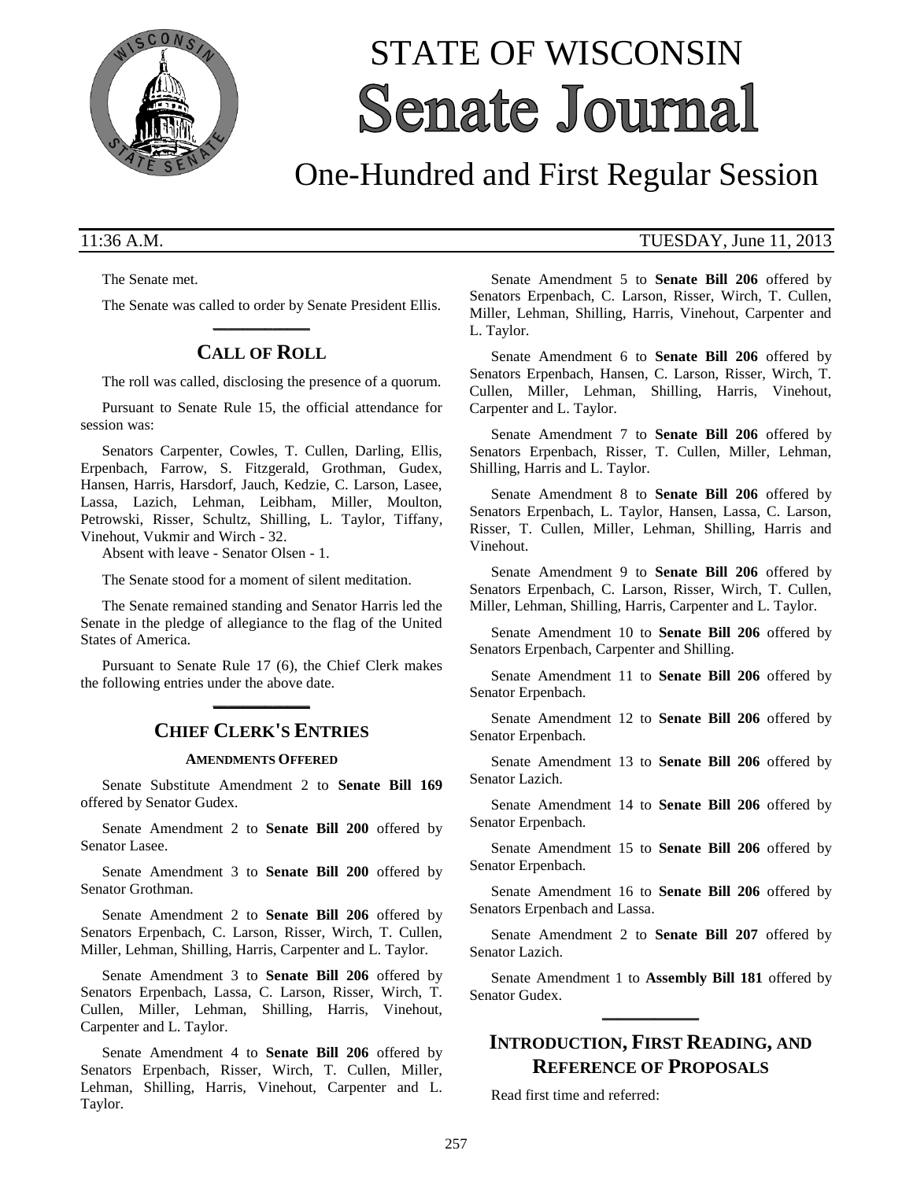# STATE OF WISCONSIN Senate Journal

## One-Hundred and First Regular Session

11:36 A.M. TUESDAY, June 11, 2013

The Senate met.

The Senate was called to order by Senate President Ellis.

## CALL OF ROLL

The roll was called, disclosing the presence of a quorum.

Pursuant to Senate Rule 15, the official attendance for session was:

Senators Carpenter, Cowles, T. Cullen, Darling, Ellis, Erpenbach, Farrow, S. Fitzgerald, Grothman, Gudex, Hansen, Harris, Harsdorf, Jauch, Kedzie, C. Larson, Lasee, Lassa, Lazich, Lehman, Leibham, Miller, Moulton, Petrowski, Risser, Schultz, Shilling, L. Taylor, Tiffany, Vinehout, Vukmir and Wirch - 32.

Absent with leave - Senator Olsen - 1.

The Senate stood for a moment of silent meditation.

The Senate remained standing and Senator Harris led the Senate in the pledge of allegiance to the flag of the United States of America.

Pursuant to Senate Rule 17 (6), the Chief Clerk makes the following entries under the above date.

## CHIEF CLERK'S ENTRIES

### AMENDMENTS OFFERED

Senate Substitute Amendment 2 to **Senate Bill 169** offered by Senator Gudex.

Senate Amendment 2 to **Senate Bill 200** offered by Senator Lasee.

Senate Amendment 3 to **Senate Bill 200** offered by Senator Grothman.

Senate Amendment 2 to **Senate Bill 206** offered by Senators Erpenbach, C. Larson, Risser, Wirch, T. Cullen, Miller, Lehman, Shilling, Harris, Carpenter and L. Taylor.

Senate Amendment 3 to **Senate Bill 206** offered by Senators Erpenbach, Lassa, C. Larson, Risser, Wirch, T. Cullen, Miller, Lehman, Shilling, Harris, Vinehout, Carpenter and L. Taylor.

Senate Amendment 4 to **Senate Bill 206** offered by Senators Erpenbach, Risser, Wirch, T. Cullen, Miller, Lehman, Shilling, Harris, Vinehout, Carpenter and L. Taylor.

Senate Amendment 5 to **Senate Bill 206** offered by Senators Erpenbach, C. Larson, Risser, Wirch, T. Cullen, Miller, Lehman, Shilling, Harris, Vinehout, Carpenter and L. Taylor.

Senate Amendment 6 to **Senate Bill 206** offered by Senators Erpenbach, Hansen, C. Larson, Risser, Wirch, T. Cullen, Miller, Lehman, Shilling, Harris, Vinehout, Carpenter and L. Taylor.

Senate Amendment 7 to **Senate Bill 206** offered by Senators Erpenbach, Risser, T. Cullen, Miller, Lehman, Shilling, Harris and L. Taylor.

Senate Amendment 8 to **Senate Bill 206** offered by Senators Erpenbach, L. Taylor, Hansen, Lassa, C. Larson, Risser, T. Cullen, Miller, Lehman, Shilling, Harris and Vinehout.

Senate Amendment 9 to **Senate Bill 206** offered by Senators Erpenbach, C. Larson, Risser, Wirch, T. Cullen, Miller, Lehman, Shilling, Harris, Carpenter and L. Taylor.

Senate Amendment 10 to **Senate Bill 206** offered by Senators Erpenbach, Carpenter and Shilling.

Senate Amendment 11 to **Senate Bill 206** offered by Senator Erpenbach.

Senate Amendment 12 to **Senate Bill 206** offered by Senator Erpenbach.

Senate Amendment 13 to **Senate Bill 206** offered by Senator Lazich.

Senate Amendment 14 to **Senate Bill 206** offered by Senator Erpenbach.

Senate Amendment 15 to **Senate Bill 206** offered by Senator Erpenbach.

Senate Amendment 16 to **Senate Bill 206** offered by Senators Erpenbach and Lassa.

Senate Amendment 2 to **Senate Bill 207** offered by Senator Lazich.

Senate Amendment 1 to **Assembly Bill 181** offered by Senator Gudex.

## INTRODUCTION, FIRST READING, AND REFERENCE OF PROPOSALS

Read first time and referred: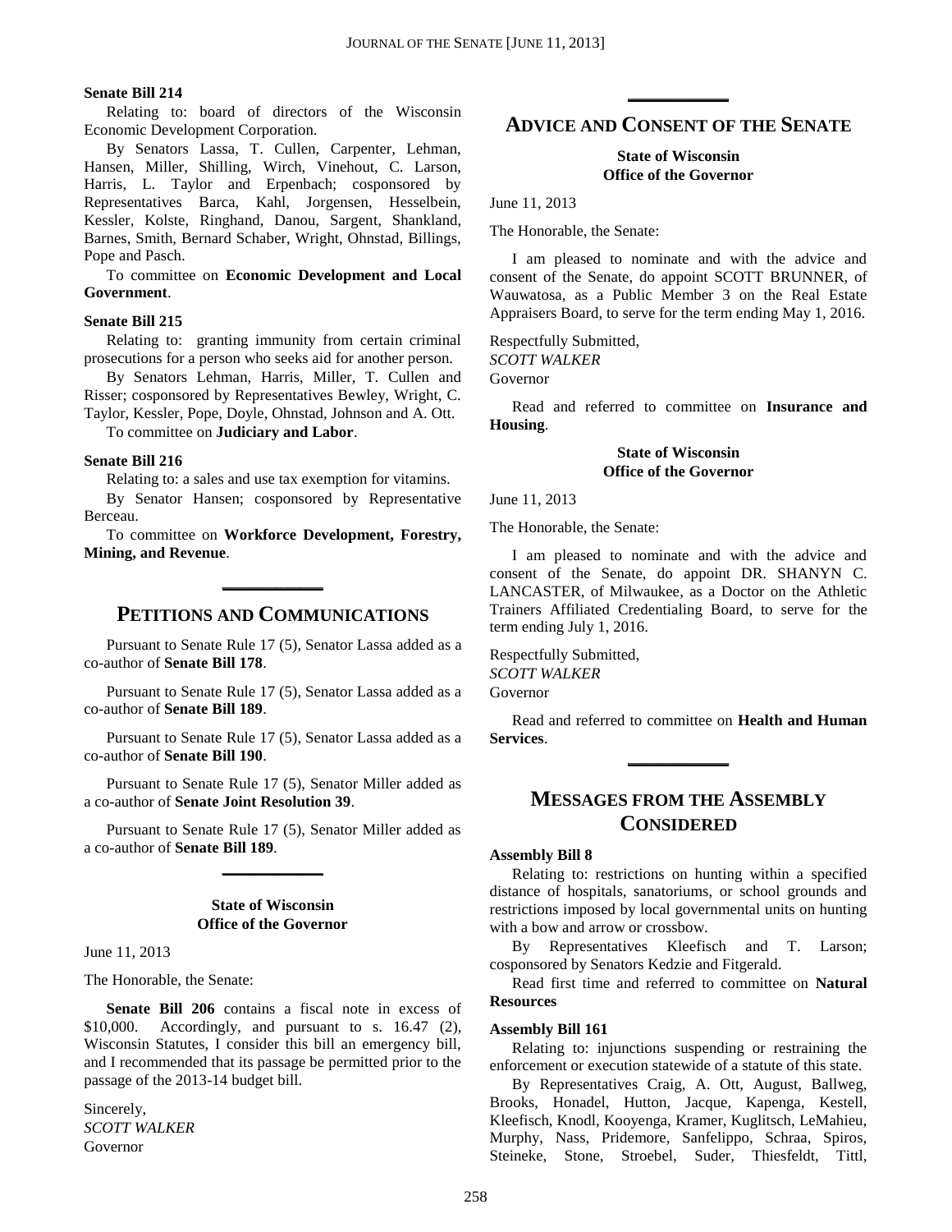**Senate Bill 214**

Relating to: board of directors of the Wisconsin Economic Development Corporation.

By Senators Lassa, T. Cullen, Carpenter, Lehman, Hansen, Miller, Shilling, Wirch, Vinehout, C. Larson, Harris, L. Taylor and Erpenbach; cosponsored by Representatives Barca, Kahl, Jorgensen, Hesselbein, Kessler, Kolste, Ringhand, Danou, Sargent, Shankland, Barnes, Smith, Bernard Schaber, Wright, Ohnstad, Billings, Pope and Pasch.

To committee on **Economic Development and Local Government**.

**Senate Bill 215**

Relating to: granting immunity from certain criminal prosecutions for a person who seeks aid for another person.

By Senators Lehman, Harris, Miller, T. Cullen and Risser; cosponsored by Representatives Bewley, Wright, C. Taylor, Kessler, Pope, Doyle, Ohnstad, Johnson and A. Ott.

To committee on **Judiciary and Labor**.

**Senate Bill 216**

Relating to: a sales and use tax exemption for vitamins.

By Senator Hansen; cosponsored by Representative Berceau.

To committee on **Workforce Development, Forestry, Mining, and Revenue**.

## PETITIONS AND COMMUNICATIONS

Pursuant to Senate Rule 17 (5), Senator Lassa added as a co-author of **Senate Bill 178**.

Pursuant to Senate Rule 17 (5), Senator Lassa added as a co-author of **Senate Bill 189**.

Pursuant to Senate Rule 17 (5), Senator Lassa added as a co-author of **Senate Bill 190**.

Pursuant to Senate Rule 17 (5), Senator Miller added as a co-author of **Senate Joint Resolution 39**.

Pursuant to Senate Rule 17 (5), Senator Miller added as a co-author of **Senate Bill 189**.

**State of Wisconsin**
**Office of the Governor**

June 11, 2013

The Honorable, the Senate:

**Senate Bill 206** contains a fiscal note in excess of $10,000. Accordingly, and pursuant to s. 16.47 (2), Wisconsin Statutes, I consider this bill an emergency bill, and I recommended that its passage be permitted prior to the passage of the 2013-14 budget bill.

Sincerely,
*SCOTT WALKER*
Governor

## ADVICE AND CONSENT OF THE SENATE

**State of Wisconsin**
**Office of the Governor**

June 11, 2013

The Honorable, the Senate:

I am pleased to nominate and with the advice and consent of the Senate, do appoint SCOTT BRUNNER, of Wauwatosa, as a Public Member 3 on the Real Estate Appraisers Board, to serve for the term ending May 1, 2016.

Respectfully Submitted,
*SCOTT WALKER*
Governor

Read and referred to committee on **Insurance and Housing**.

**State of Wisconsin**
**Office of the Governor**

June 11, 2013

The Honorable, the Senate:

I am pleased to nominate and with the advice and consent of the Senate, do appoint DR. SHANYN C. LANCASTER, of Milwaukee, as a Doctor on the Athletic Trainers Affiliated Credentialing Board, to serve for the term ending July 1, 2016.

Respectfully Submitted,
*SCOTT WALKER*
Governor

Read and referred to committee on **Health and Human Services**.

## MESSAGES FROM THE ASSEMBLY CONSIDERED

**Assembly Bill 8**

Relating to: restrictions on hunting within a specified distance of hospitals, sanatoriums, or school grounds and restrictions imposed by local governmental units on hunting with a bow and arrow or crossbow.

By Representatives Kleefisch and T. Larson; cosponsored by Senators Kedzie and Fitzgerald.

Read first time and referred to committee on **Natural Resources**

**Assembly Bill 161**

Relating to: injunctions suspending or restraining the enforcement or execution statewide of a statute of this state.

By Representatives Craig, A. Ott, August, Ballweg, Brooks, Honadel, Hutton, Jacque, Kapenga, Kestell, Kleefisch, Knodl, Kooyenga, Kramer, Kuglitsch, LeMahieu, Murphy, Nass, Pridemore, Sanfelippo, Schraa, Spiros, Steineke, Stone, Stroebel, Suder, Thiesfeldt, Tittl,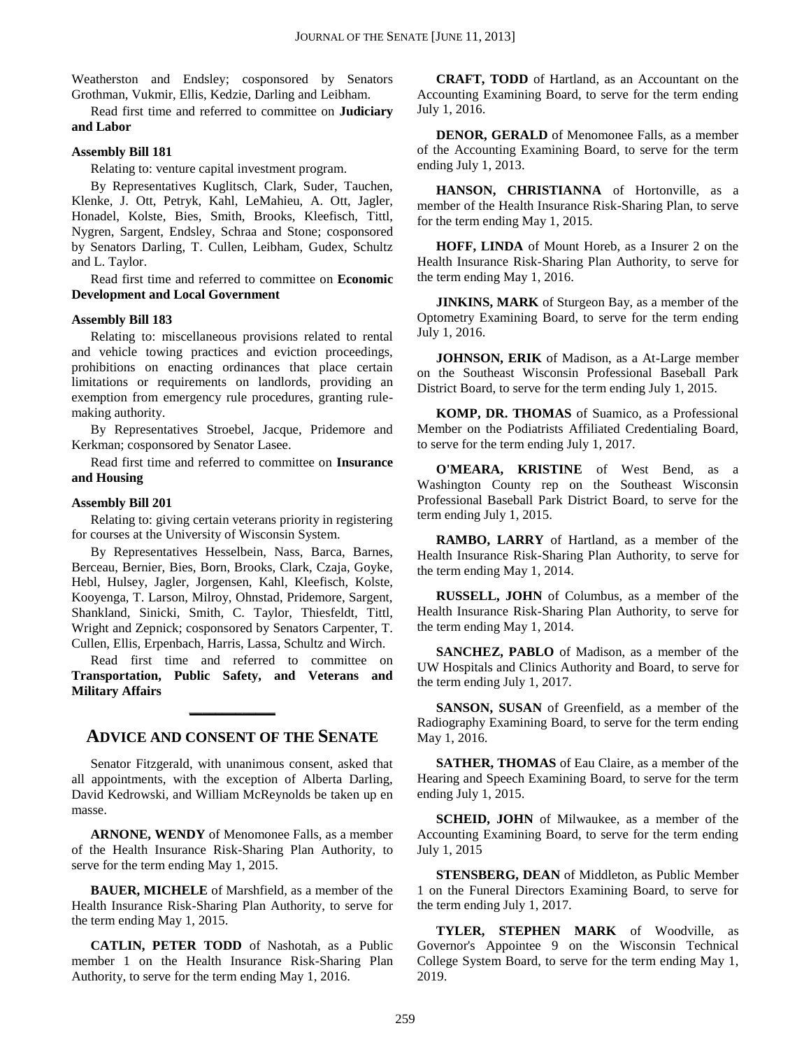Weatherston and Endsley; cosponsored by Senators Grothman, Vukmir, Ellis, Kedzie, Darling and Leibham.

Read first time and referred to committee on **Judiciary and Labor**

**Assembly Bill 181**

Relating to: venture capital investment program.

By Representatives Kuglitsch, Clark, Suder, Tauchen, Klenke, J. Ott, Petryk, Kahl, LeMahieu, A. Ott, Jagler, Honadel, Kolste, Bies, Smith, Brooks, Kleefisch, Tittl, Nygren, Sargent, Endsley, Schraa and Stone; cosponsored by Senators Darling, T. Cullen, Leibham, Gudex, Schultz and L. Taylor.

Read first time and referred to committee on **Economic Development and Local Government**

**Assembly Bill 183**

Relating to: miscellaneous provisions related to rental and vehicle towing practices and eviction proceedings, prohibitions on enacting ordinances that place certain limitations or requirements on landlords, providing an exemption from emergency rule procedures, granting rule-making authority.

By Representatives Stroebel, Jacque, Pridemore and Kerkman; cosponsored by Senator Lasee.

Read first time and referred to committee on **Insurance and Housing**

**Assembly Bill 201**

Relating to: giving certain veterans priority in registering for courses at the University of Wisconsin System.

By Representatives Hesselbein, Nass, Barca, Barnes, Berceau, Bernier, Bies, Born, Brooks, Clark, Czaja, Goyke, Hebl, Hulsey, Jagler, Jorgensen, Kahl, Kleefisch, Kolste, Kooyenga, T. Larson, Milroy, Ohnstad, Pridemore, Sargent, Shankland, Sinicki, Smith, C. Taylor, Thiesfeldt, Tittl, Wright and Zepnick; cosponsored by Senators Carpenter, T. Cullen, Ellis, Erpenbach, Harris, Lassa, Schultz and Wirch.

Read first time and referred to committee on **Transportation, Public Safety, and Veterans and Military Affairs**

## ADVICE AND CONSENT OF THE SENATE

Senator Fitzgerald, with unanimous consent, asked that all appointments, with the exception of Alberta Darling, David Kedrowski, and William McReynolds be taken up en masse.

**ARNONE, WENDY** of Menomonee Falls, as a member of the Health Insurance Risk-Sharing Plan Authority, to serve for the term ending May 1, 2015.

**BAUER, MICHELE** of Marshfield, as a member of the Health Insurance Risk-Sharing Plan Authority, to serve for the term ending May 1, 2015.

**CATLIN, PETER TODD** of Nashotah, as a Public member 1 on the Health Insurance Risk-Sharing Plan Authority, to serve for the term ending May 1, 2016.

**CRAFT, TODD** of Hartland, as an Accountant on the Accounting Examining Board, to serve for the term ending July 1, 2016.

**DENOR, GERALD** of Menomonee Falls, as a member of the Accounting Examining Board, to serve for the term ending July 1, 2013.

**HANSON, CHRISTIANNA** of Hortonville, as a member of the Health Insurance Risk-Sharing Plan, to serve for the term ending May 1, 2015.

**HOFF, LINDA** of Mount Horeb, as a Insurer 2 on the Health Insurance Risk-Sharing Plan Authority, to serve for the term ending May 1, 2016.

**JINKINS, MARK** of Sturgeon Bay, as a member of the Optometry Examining Board, to serve for the term ending July 1, 2016.

**JOHNSON, ERIK** of Madison, as a At-Large member on the Southeast Wisconsin Professional Baseball Park District Board, to serve for the term ending July 1, 2015.

**KOMP, DR. THOMAS** of Suamico, as a Professional Member on the Podiatrists Affiliated Credentialing Board, to serve for the term ending July 1, 2017.

**O'MEARA, KRISTINE** of West Bend, as a Washington County rep on the Southeast Wisconsin Professional Baseball Park District Board, to serve for the term ending July 1, 2015.

**RAMBO, LARRY** of Hartland, as a member of the Health Insurance Risk-Sharing Plan Authority, to serve for the term ending May 1, 2014.

**RUSSELL, JOHN** of Columbus, as a member of the Health Insurance Risk-Sharing Plan Authority, to serve for the term ending May 1, 2014.

**SANCHEZ, PABLO** of Madison, as a member of the UW Hospitals and Clinics Authority and Board, to serve for the term ending July 1, 2017.

**SANSON, SUSAN** of Greenfield, as a member of the Radiography Examining Board, to serve for the term ending May 1, 2016.

**SATHER, THOMAS** of Eau Claire, as a member of the Hearing and Speech Examining Board, to serve for the term ending July 1, 2015.

**SCHEID, JOHN** of Milwaukee, as a member of the Accounting Examining Board, to serve for the term ending July 1, 2015

**STENSBERG, DEAN** of Middleton, as Public Member 1 on the Funeral Directors Examining Board, to serve for the term ending July 1, 2017.

**TYLER, STEPHEN MARK** of Woodville, as Governor's Appointee 9 on the Wisconsin Technical College System Board, to serve for the term ending May 1, 2019.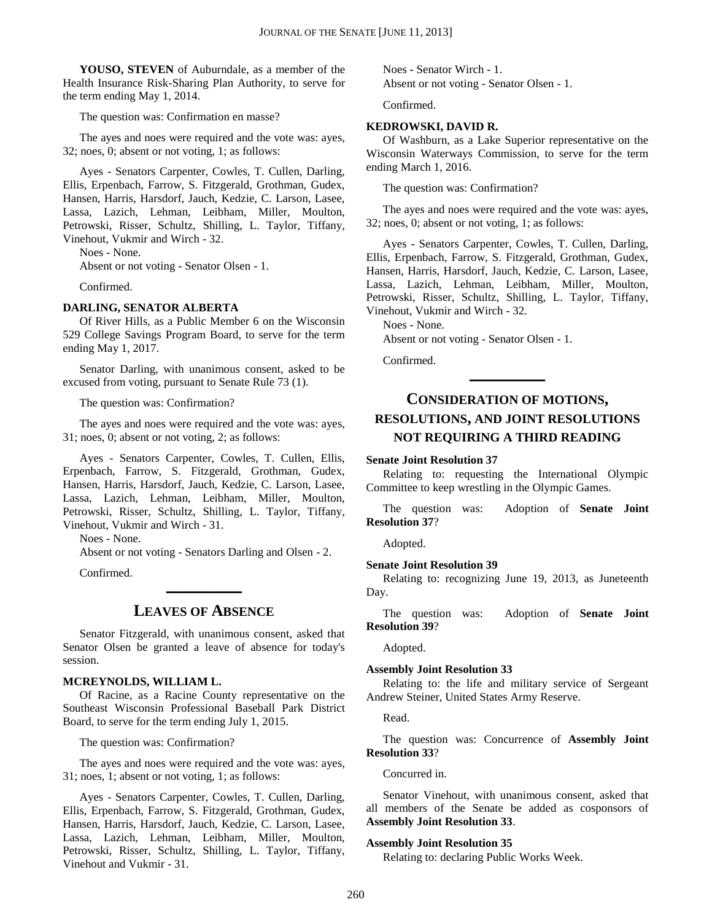**YOUSO, STEVEN** of Auburndale, as a member of the Health Insurance Risk-Sharing Plan Authority, to serve for the term ending May 1, 2014.

The question was: Confirmation en masse?

The ayes and noes were required and the vote was: ayes, 32; noes, 0; absent or not voting, 1; as follows:

Ayes - Senators Carpenter, Cowles, T. Cullen, Darling, Ellis, Erpenbach, Farrow, S. Fitzgerald, Grothman, Gudex, Hansen, Harris, Harsdorf, Jauch, Kedzie, C. Larson, Lasee, Lassa, Lazich, Lehman, Leibham, Miller, Moulton, Petrowski, Risser, Schultz, Shilling, L. Taylor, Tiffany, Vinehout, Vukmir and Wirch - 32.

Noes - None.

Absent or not voting - Senator Olsen - 1.

Confirmed.

**DARLING, SENATOR ALBERTA**

Of River Hills, as a Public Member 6 on the Wisconsin 529 College Savings Program Board, to serve for the term ending May 1, 2017.

Senator Darling, with unanimous consent, asked to be excused from voting, pursuant to Senate Rule 73 (1).

The question was: Confirmation?

The ayes and noes were required and the vote was: ayes, 31; noes, 0; absent or not voting, 2; as follows:

Ayes - Senators Carpenter, Cowles, T. Cullen, Ellis, Erpenbach, Farrow, S. Fitzgerald, Grothman, Gudex, Hansen, Harris, Harsdorf, Jauch, Kedzie, C. Larson, Lasee, Lassa, Lazich, Lehman, Leibham, Miller, Moulton, Petrowski, Risser, Schultz, Shilling, L. Taylor, Tiffany, Vinehout, Vukmir and Wirch - 31.

Noes - None.

Absent or not voting - Senators Darling and Olsen - 2.

Confirmed.

## LEAVES OF ABSENCE

Senator Fitzgerald, with unanimous consent, asked that Senator Olsen be granted a leave of absence for today's session.

**MCREYNOLDS, WILLIAM L.**

Of Racine, as a Racine County representative on the Southeast Wisconsin Professional Baseball Park District Board, to serve for the term ending July 1, 2015.

The question was: Confirmation?

The ayes and noes were required and the vote was: ayes, 31; noes, 1; absent or not voting, 1; as follows:

Ayes - Senators Carpenter, Cowles, T. Cullen, Darling, Ellis, Erpenbach, Farrow, S. Fitzgerald, Grothman, Gudex, Hansen, Harris, Harsdorf, Jauch, Kedzie, C. Larson, Lasee, Lassa, Lazich, Lehman, Leibham, Miller, Moulton, Petrowski, Risser, Schultz, Shilling, L. Taylor, Tiffany, Vinehout and Vukmir - 31.

Noes - Senator Wirch - 1.

Absent or not voting - Senator Olsen - 1.

Confirmed.

**KEDROWSKI, DAVID R.**

Of Washburn, as a Lake Superior representative on the Wisconsin Waterways Commission, to serve for the term ending March 1, 2016.

The question was: Confirmation?

The ayes and noes were required and the vote was: ayes, 32; noes, 0; absent or not voting, 1; as follows:

Ayes - Senators Carpenter, Cowles, T. Cullen, Darling, Ellis, Erpenbach, Farrow, S. Fitzgerald, Grothman, Gudex, Hansen, Harris, Harsdorf, Jauch, Kedzie, C. Larson, Lasee, Lassa, Lazich, Lehman, Leibham, Miller, Moulton, Petrowski, Risser, Schultz, Shilling, L. Taylor, Tiffany, Vinehout, Vukmir and Wirch - 32.

Noes - None.

Absent or not voting - Senator Olsen - 1.

Confirmed.

## CONSIDERATION OF MOTIONS, RESOLUTIONS, AND JOINT RESOLUTIONS NOT REQUIRING A THIRD READING

**Senate Joint Resolution 37**

Relating to: requesting the International Olympic Committee to keep wrestling in the Olympic Games.

The question was: Adoption of **Senate Joint Resolution 37**?

Adopted.

**Senate Joint Resolution 39**

Relating to: recognizing June 19, 2013, as Juneteenth Day.

The question was: Adoption of **Senate Joint Resolution 39**?

Adopted.

**Assembly Joint Resolution 33**

Relating to: the life and military service of Sergeant Andrew Steiner, United States Army Reserve.

Read.

The question was: Concurrence of **Assembly Joint Resolution 33**?

Concurred in.

Senator Vinehout, with unanimous consent, asked that all members of the Senate be added as cosponsors of **Assembly Joint Resolution 33**.

**Assembly Joint Resolution 35**

Relating to: declaring Public Works Week.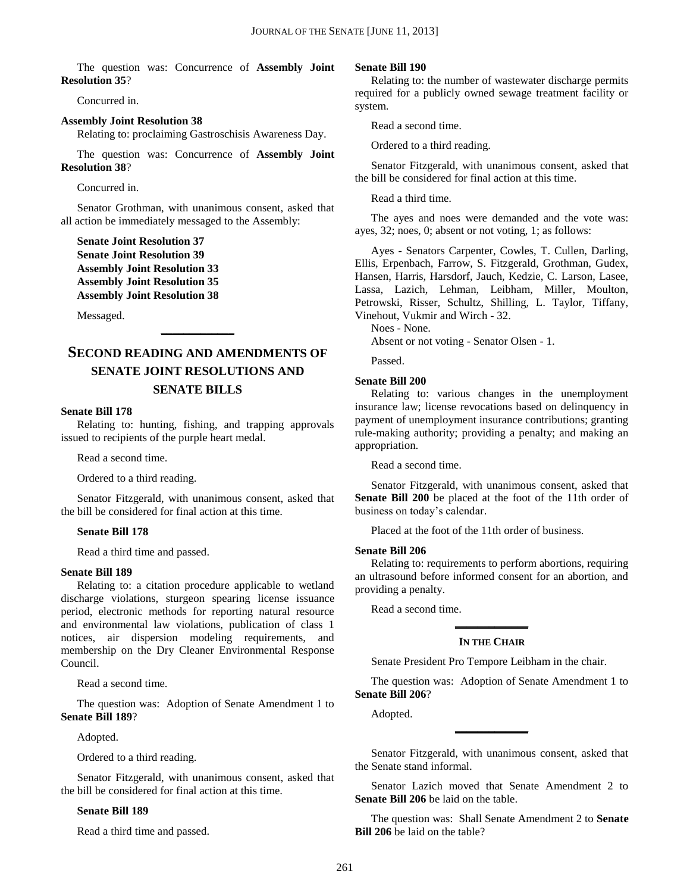The question was: Concurrence of **Assembly Joint Resolution 35**?

Concurred in.

**Assembly Joint Resolution 38**

Relating to: proclaiming Gastroschisis Awareness Day.

The question was: Concurrence of **Assembly Joint Resolution 38**?

Concurred in.

Senator Grothman, with unanimous consent, asked that all action be immediately messaged to the Assembly:

**Senate Joint Resolution 37**
**Senate Joint Resolution 39**
**Assembly Joint Resolution 33**
**Assembly Joint Resolution 35**
**Assembly Joint Resolution 38**

Messaged.

## SECOND READING AND AMENDMENTS OF SENATE JOINT RESOLUTIONS AND SENATE BILLS

**Senate Bill 178**

Relating to: hunting, fishing, and trapping approvals issued to recipients of the purple heart medal.

Read a second time.

Ordered to a third reading.

Senator Fitzgerald, with unanimous consent, asked that the bill be considered for final action at this time.

**Senate Bill 178**

Read a third time and passed.

**Senate Bill 189**

Relating to: a citation procedure applicable to wetland discharge violations, sturgeon spearing license issuance period, electronic methods for reporting natural resource and environmental law violations, publication of class 1 notices, air dispersion modeling requirements, and membership on the Dry Cleaner Environmental Response Council.

Read a second time.

The question was: Adoption of Senate Amendment 1 to **Senate Bill 189**?

Adopted.

Ordered to a third reading.

Senator Fitzgerald, with unanimous consent, asked that the bill be considered for final action at this time.

**Senate Bill 189**

Read a third time and passed.

**Senate Bill 190**

Relating to: the number of wastewater discharge permits required for a publicly owned sewage treatment facility or system.

Read a second time.

Ordered to a third reading.

Senator Fitzgerald, with unanimous consent, asked that the bill be considered for final action at this time.

Read a third time.

The ayes and noes were demanded and the vote was: ayes, 32; noes, 0; absent or not voting, 1; as follows:

Ayes - Senators Carpenter, Cowles, T. Cullen, Darling, Ellis, Erpenbach, Farrow, S. Fitzgerald, Grothman, Gudex, Hansen, Harris, Harsdorf, Jauch, Kedzie, C. Larson, Lasee, Lassa, Lazich, Lehman, Leibham, Miller, Moulton, Petrowski, Risser, Schultz, Shilling, L. Taylor, Tiffany, Vinehout, Vukmir and Wirch - 32.

Noes - None.

Absent or not voting - Senator Olsen - 1.

Passed.

**Senate Bill 200**

Relating to: various changes in the unemployment insurance law; license revocations based on delinquency in payment of unemployment insurance contributions; granting rule-making authority; providing a penalty; and making an appropriation.

Read a second time.

Senator Fitzgerald, with unanimous consent, asked that **Senate Bill 200** be placed at the foot of the 11th order of business on today's calendar.

Placed at the foot of the 11th order of business.

**Senate Bill 206**

Relating to: requirements to perform abortions, requiring an ultrasound before informed consent for an abortion, and providing a penalty.

Read a second time.

### IN THE CHAIR

Senate President Pro Tempore Leibham in the chair.

The question was: Adoption of Senate Amendment 1 to **Senate Bill 206**?

Adopted.

Senator Fitzgerald, with unanimous consent, asked that the Senate stand informal.

Senator Lazich moved that Senate Amendment 2 to **Senate Bill 206** be laid on the table.

The question was: Shall Senate Amendment 2 to **Senate Bill 206** be laid on the table?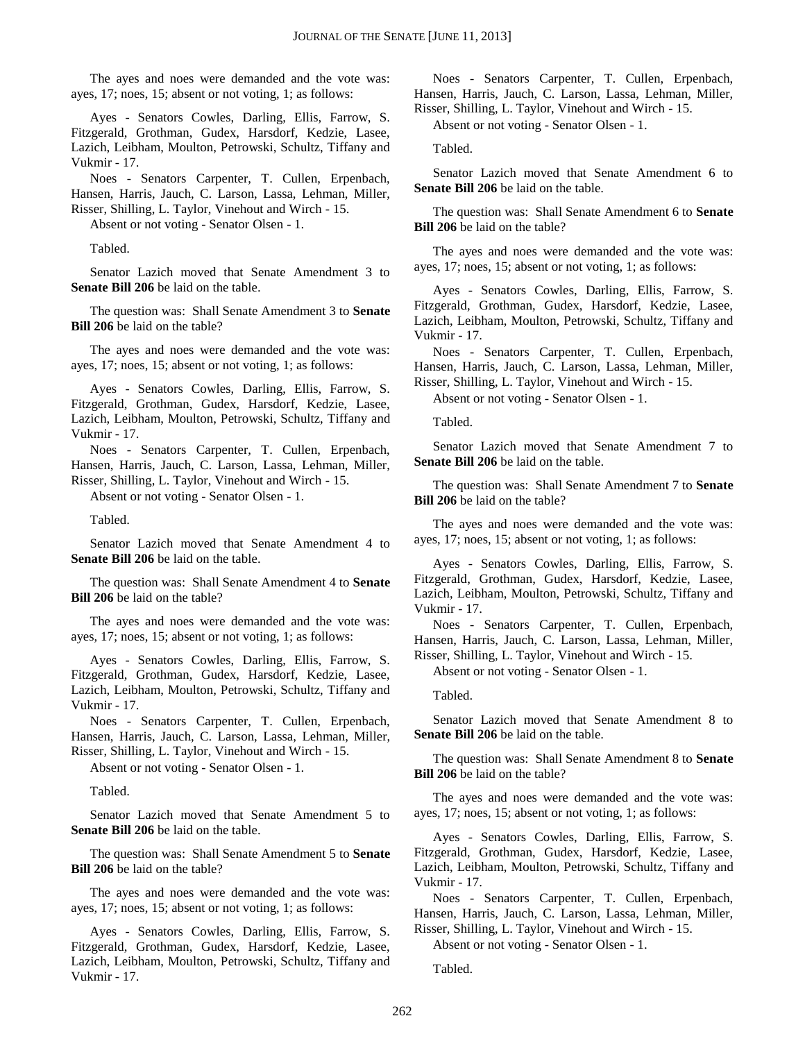The ayes and noes were demanded and the vote was: ayes, 17; noes, 15; absent or not voting, 1; as follows:

Ayes - Senators Cowles, Darling, Ellis, Farrow, S. Fitzgerald, Grothman, Gudex, Harsdorf, Kedzie, Lasee, Lazich, Leibham, Moulton, Petrowski, Schultz, Tiffany and Vukmir - 17.

Noes - Senators Carpenter, T. Cullen, Erpenbach, Hansen, Harris, Jauch, C. Larson, Lassa, Lehman, Miller, Risser, Shilling, L. Taylor, Vinehout and Wirch - 15.

Absent or not voting - Senator Olsen - 1.

Tabled.

Senator Lazich moved that Senate Amendment 3 to **Senate Bill 206** be laid on the table.

The question was: Shall Senate Amendment 3 to **Senate Bill 206** be laid on the table?

The ayes and noes were demanded and the vote was: ayes, 17; noes, 15; absent or not voting, 1; as follows:

Ayes - Senators Cowles, Darling, Ellis, Farrow, S. Fitzgerald, Grothman, Gudex, Harsdorf, Kedzie, Lasee, Lazich, Leibham, Moulton, Petrowski, Schultz, Tiffany and Vukmir - 17.

Noes - Senators Carpenter, T. Cullen, Erpenbach, Hansen, Harris, Jauch, C. Larson, Lassa, Lehman, Miller, Risser, Shilling, L. Taylor, Vinehout and Wirch - 15.

Absent or not voting - Senator Olsen - 1.

Tabled.

Senator Lazich moved that Senate Amendment 4 to **Senate Bill 206** be laid on the table.

The question was: Shall Senate Amendment 4 to **Senate Bill 206** be laid on the table?

The ayes and noes were demanded and the vote was: ayes, 17; noes, 15; absent or not voting, 1; as follows:

Ayes - Senators Cowles, Darling, Ellis, Farrow, S. Fitzgerald, Grothman, Gudex, Harsdorf, Kedzie, Lasee, Lazich, Leibham, Moulton, Petrowski, Schultz, Tiffany and Vukmir - 17.

Noes - Senators Carpenter, T. Cullen, Erpenbach, Hansen, Harris, Jauch, C. Larson, Lassa, Lehman, Miller, Risser, Shilling, L. Taylor, Vinehout and Wirch - 15.

Absent or not voting - Senator Olsen - 1.

Tabled.

Senator Lazich moved that Senate Amendment 5 to **Senate Bill 206** be laid on the table.

The question was: Shall Senate Amendment 5 to **Senate Bill 206** be laid on the table?

The ayes and noes were demanded and the vote was: ayes, 17; noes, 15; absent or not voting, 1; as follows:

Ayes - Senators Cowles, Darling, Ellis, Farrow, S. Fitzgerald, Grothman, Gudex, Harsdorf, Kedzie, Lasee, Lazich, Leibham, Moulton, Petrowski, Schultz, Tiffany and Vukmir - 17.

Noes - Senators Carpenter, T. Cullen, Erpenbach, Hansen, Harris, Jauch, C. Larson, Lassa, Lehman, Miller, Risser, Shilling, L. Taylor, Vinehout and Wirch - 15.

Absent or not voting - Senator Olsen - 1.

Tabled.

Senator Lazich moved that Senate Amendment 6 to **Senate Bill 206** be laid on the table.

The question was: Shall Senate Amendment 6 to **Senate Bill 206** be laid on the table?

The ayes and noes were demanded and the vote was: ayes, 17; noes, 15; absent or not voting, 1; as follows:

Ayes - Senators Cowles, Darling, Ellis, Farrow, S. Fitzgerald, Grothman, Gudex, Harsdorf, Kedzie, Lasee, Lazich, Leibham, Moulton, Petrowski, Schultz, Tiffany and Vukmir - 17.

Noes - Senators Carpenter, T. Cullen, Erpenbach, Hansen, Harris, Jauch, C. Larson, Lassa, Lehman, Miller, Risser, Shilling, L. Taylor, Vinehout and Wirch - 15.

Absent or not voting - Senator Olsen - 1.

Tabled.

Senator Lazich moved that Senate Amendment 7 to **Senate Bill 206** be laid on the table.

The question was: Shall Senate Amendment 7 to **Senate Bill 206** be laid on the table?

The ayes and noes were demanded and the vote was: ayes, 17; noes, 15; absent or not voting, 1; as follows:

Ayes - Senators Cowles, Darling, Ellis, Farrow, S. Fitzgerald, Grothman, Gudex, Harsdorf, Kedzie, Lasee, Lazich, Leibham, Moulton, Petrowski, Schultz, Tiffany and Vukmir - 17.

Noes - Senators Carpenter, T. Cullen, Erpenbach, Hansen, Harris, Jauch, C. Larson, Lassa, Lehman, Miller, Risser, Shilling, L. Taylor, Vinehout and Wirch - 15.

Absent or not voting - Senator Olsen - 1.

Tabled.

Senator Lazich moved that Senate Amendment 8 to **Senate Bill 206** be laid on the table.

The question was: Shall Senate Amendment 8 to **Senate Bill 206** be laid on the table?

The ayes and noes were demanded and the vote was: ayes, 17; noes, 15; absent or not voting, 1; as follows:

Ayes - Senators Cowles, Darling, Ellis, Farrow, S. Fitzgerald, Grothman, Gudex, Harsdorf, Kedzie, Lasee, Lazich, Leibham, Moulton, Petrowski, Schultz, Tiffany and Vukmir - 17.

Noes - Senators Carpenter, T. Cullen, Erpenbach, Hansen, Harris, Jauch, C. Larson, Lassa, Lehman, Miller, Risser, Shilling, L. Taylor, Vinehout and Wirch - 15.

Absent or not voting - Senator Olsen - 1.

Tabled.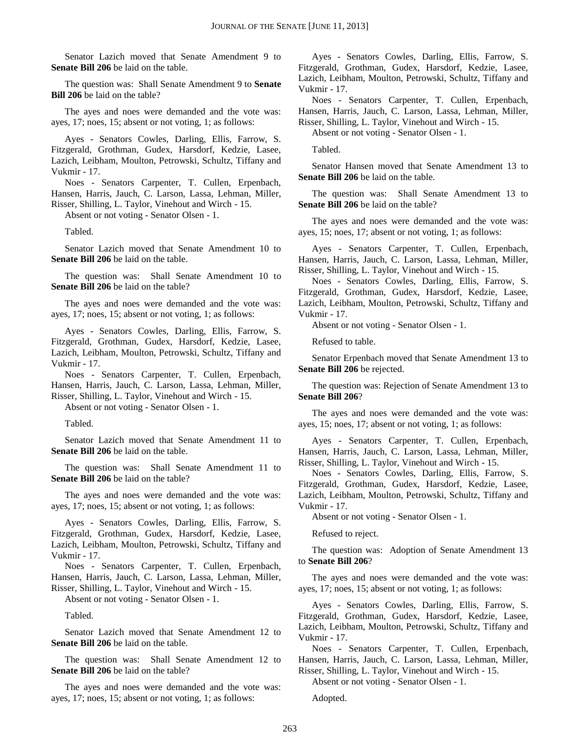Senator Lazich moved that Senate Amendment 9 to **Senate Bill 206** be laid on the table.

The question was: Shall Senate Amendment 9 to **Senate Bill 206** be laid on the table?

The ayes and noes were demanded and the vote was: ayes, 17; noes, 15; absent or not voting, 1; as follows:

Ayes - Senators Cowles, Darling, Ellis, Farrow, S. Fitzgerald, Grothman, Gudex, Harsdorf, Kedzie, Lasee, Lazich, Leibham, Moulton, Petrowski, Schultz, Tiffany and Vukmir - 17.

Noes - Senators Carpenter, T. Cullen, Erpenbach, Hansen, Harris, Jauch, C. Larson, Lassa, Lehman, Miller, Risser, Shilling, L. Taylor, Vinehout and Wirch - 15.

Absent or not voting - Senator Olsen - 1.

Tabled.

Senator Lazich moved that Senate Amendment 10 to **Senate Bill 206** be laid on the table.

The question was: Shall Senate Amendment 10 to **Senate Bill 206** be laid on the table?

The ayes and noes were demanded and the vote was: ayes, 17; noes, 15; absent or not voting, 1; as follows:

Ayes - Senators Cowles, Darling, Ellis, Farrow, S. Fitzgerald, Grothman, Gudex, Harsdorf, Kedzie, Lasee, Lazich, Leibham, Moulton, Petrowski, Schultz, Tiffany and Vukmir - 17.

Noes - Senators Carpenter, T. Cullen, Erpenbach, Hansen, Harris, Jauch, C. Larson, Lassa, Lehman, Miller, Risser, Shilling, L. Taylor, Vinehout and Wirch - 15.

Absent or not voting - Senator Olsen - 1.

Tabled.

Senator Lazich moved that Senate Amendment 11 to **Senate Bill 206** be laid on the table.

The question was: Shall Senate Amendment 11 to **Senate Bill 206** be laid on the table?

The ayes and noes were demanded and the vote was: ayes, 17; noes, 15; absent or not voting, 1; as follows:

Ayes - Senators Cowles, Darling, Ellis, Farrow, S. Fitzgerald, Grothman, Gudex, Harsdorf, Kedzie, Lasee, Lazich, Leibham, Moulton, Petrowski, Schultz, Tiffany and Vukmir - 17.

Noes - Senators Carpenter, T. Cullen, Erpenbach, Hansen, Harris, Jauch, C. Larson, Lassa, Lehman, Miller, Risser, Shilling, L. Taylor, Vinehout and Wirch - 15.

Absent or not voting - Senator Olsen - 1.

Tabled.

Senator Lazich moved that Senate Amendment 12 to **Senate Bill 206** be laid on the table.

The question was: Shall Senate Amendment 12 to **Senate Bill 206** be laid on the table?

The ayes and noes were demanded and the vote was: ayes, 17; noes, 15; absent or not voting, 1; as follows:

Ayes - Senators Cowles, Darling, Ellis, Farrow, S. Fitzgerald, Grothman, Gudex, Harsdorf, Kedzie, Lasee, Lazich, Leibham, Moulton, Petrowski, Schultz, Tiffany and Vukmir - 17.

Noes - Senators Carpenter, T. Cullen, Erpenbach, Hansen, Harris, Jauch, C. Larson, Lassa, Lehman, Miller, Risser, Shilling, L. Taylor, Vinehout and Wirch - 15.

Absent or not voting - Senator Olsen - 1.

Tabled.

Senator Hansen moved that Senate Amendment 13 to **Senate Bill 206** be laid on the table.

The question was: Shall Senate Amendment 13 to **Senate Bill 206** be laid on the table?

The ayes and noes were demanded and the vote was: ayes, 15; noes, 17; absent or not voting, 1; as follows:

Ayes - Senators Carpenter, T. Cullen, Erpenbach, Hansen, Harris, Jauch, C. Larson, Lassa, Lehman, Miller, Risser, Shilling, L. Taylor, Vinehout and Wirch - 15.

Noes - Senators Cowles, Darling, Ellis, Farrow, S. Fitzgerald, Grothman, Gudex, Harsdorf, Kedzie, Lasee, Lazich, Leibham, Moulton, Petrowski, Schultz, Tiffany and Vukmir - 17.

Absent or not voting - Senator Olsen - 1.

Refused to table.

Senator Erpenbach moved that Senate Amendment 13 to **Senate Bill 206** be rejected.

The question was: Rejection of Senate Amendment 13 to **Senate Bill 206**?

The ayes and noes were demanded and the vote was: ayes, 15; noes, 17; absent or not voting, 1; as follows:

Ayes - Senators Carpenter, T. Cullen, Erpenbach, Hansen, Harris, Jauch, C. Larson, Lassa, Lehman, Miller, Risser, Shilling, L. Taylor, Vinehout and Wirch - 15.

Noes - Senators Cowles, Darling, Ellis, Farrow, S. Fitzgerald, Grothman, Gudex, Harsdorf, Kedzie, Lasee, Lazich, Leibham, Moulton, Petrowski, Schultz, Tiffany and Vukmir - 17.

Absent or not voting - Senator Olsen - 1.

Refused to reject.

The question was: Adoption of Senate Amendment 13 to **Senate Bill 206**?

The ayes and noes were demanded and the vote was: ayes, 17; noes, 15; absent or not voting, 1; as follows:

Ayes - Senators Cowles, Darling, Ellis, Farrow, S. Fitzgerald, Grothman, Gudex, Harsdorf, Kedzie, Lasee, Lazich, Leibham, Moulton, Petrowski, Schultz, Tiffany and Vukmir - 17.

Noes - Senators Carpenter, T. Cullen, Erpenbach, Hansen, Harris, Jauch, C. Larson, Lassa, Lehman, Miller, Risser, Shilling, L. Taylor, Vinehout and Wirch - 15.

Absent or not voting - Senator Olsen - 1.

Adopted.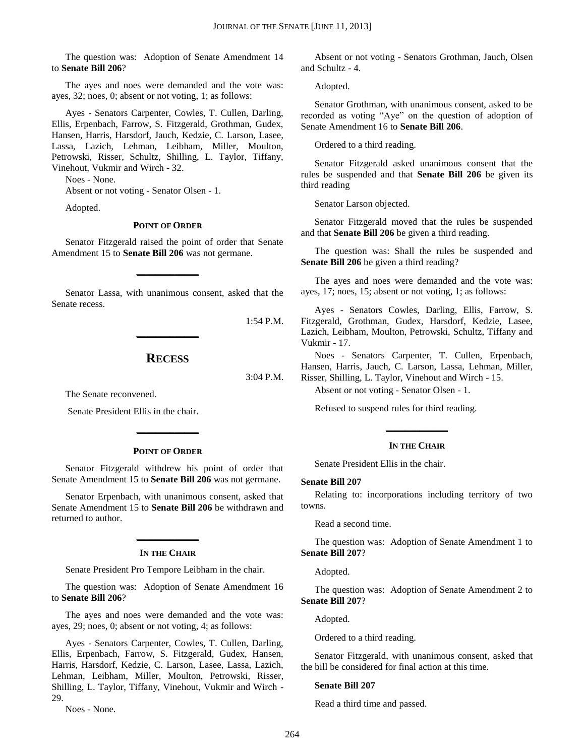The question was: Adoption of Senate Amendment 14 to **Senate Bill 206**?

The ayes and noes were demanded and the vote was: ayes, 32; noes, 0; absent or not voting, 1; as follows:

Ayes - Senators Carpenter, Cowles, T. Cullen, Darling, Ellis, Erpenbach, Farrow, S. Fitzgerald, Grothman, Gudex, Hansen, Harris, Harsdorf, Jauch, Kedzie, C. Larson, Lasee, Lassa, Lazich, Lehman, Leibham, Miller, Moulton, Petrowski, Risser, Schultz, Shilling, L. Taylor, Tiffany, Vinehout, Vukmir and Wirch - 32.

Noes - None.

Absent or not voting - Senator Olsen - 1.

Adopted.

**POINT OF ORDER**

Senator Fitzgerald raised the point of order that Senate Amendment 15 to **Senate Bill 206** was not germane.

Senator Lassa, with unanimous consent, asked that the Senate recess.

1:54 P.M.

## RECESS

3:04 P.M.

The Senate reconvened.

Senate President Ellis in the chair.

**POINT OF ORDER**

Senator Fitzgerald withdrew his point of order that Senate Amendment 15 to **Senate Bill 206** was not germane.

Senator Erpenbach, with unanimous consent, asked that Senate Amendment 15 to **Senate Bill 206** be withdrawn and returned to author.

**IN THE CHAIR**

Senate President Pro Tempore Leibham in the chair.

The question was: Adoption of Senate Amendment 16 to **Senate Bill 206**?

The ayes and noes were demanded and the vote was: ayes, 29; noes, 0; absent or not voting, 4; as follows:

Ayes - Senators Carpenter, Cowles, T. Cullen, Darling, Ellis, Erpenbach, Farrow, S. Fitzgerald, Gudex, Hansen, Harris, Harsdorf, Kedzie, C. Larson, Lasee, Lassa, Lazich, Lehman, Leibham, Miller, Moulton, Petrowski, Risser, Shilling, L. Taylor, Tiffany, Vinehout, Vukmir and Wirch - 29.

Noes - None.

Absent or not voting - Senators Grothman, Jauch, Olsen and Schultz - 4.

Adopted.

Senator Grothman, with unanimous consent, asked to be recorded as voting "Aye" on the question of adoption of Senate Amendment 16 to **Senate Bill 206**.

Ordered to a third reading.

Senator Fitzgerald asked unanimous consent that the rules be suspended and that **Senate Bill 206** be given its third reading

Senator Larson objected.

Senator Fitzgerald moved that the rules be suspended and that **Senate Bill 206** be given a third reading.

The question was: Shall the rules be suspended and **Senate Bill 206** be given a third reading?

The ayes and noes were demanded and the vote was: ayes, 17; noes, 15; absent or not voting, 1; as follows:

Ayes - Senators Cowles, Darling, Ellis, Farrow, S. Fitzgerald, Grothman, Gudex, Harsdorf, Kedzie, Lasee, Lazich, Leibham, Moulton, Petrowski, Schultz, Tiffany and Vukmir - 17.

Noes - Senators Carpenter, T. Cullen, Erpenbach, Hansen, Harris, Jauch, C. Larson, Lassa, Lehman, Miller, Risser, Shilling, L. Taylor, Vinehout and Wirch - 15.

Absent or not voting - Senator Olsen - 1.

Refused to suspend rules for third reading.

**IN THE CHAIR**

Senate President Ellis in the chair.

**Senate Bill 207**

Relating to: incorporations including territory of two towns.

Read a second time.

The question was: Adoption of Senate Amendment 1 to **Senate Bill 207**?

Adopted.

The question was: Adoption of Senate Amendment 2 to **Senate Bill 207**?

Adopted.

Ordered to a third reading.

Senator Fitzgerald, with unanimous consent, asked that the bill be considered for final action at this time.

**Senate Bill 207**

Read a third time and passed.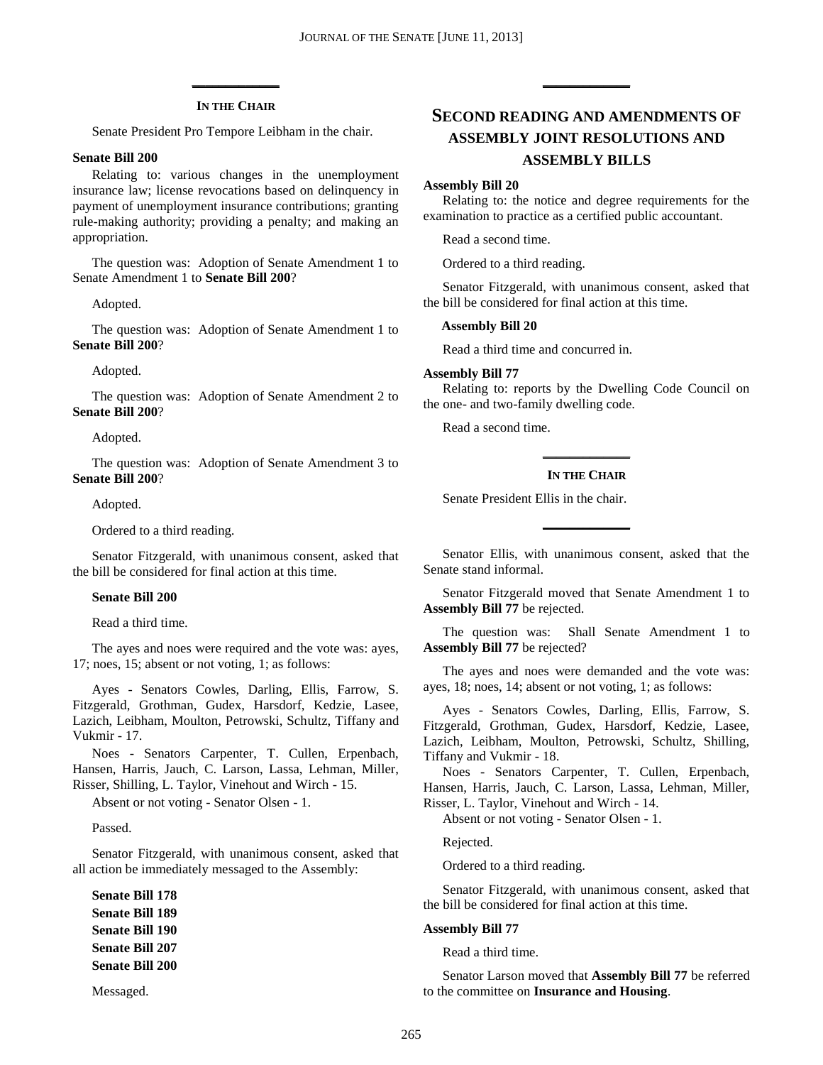### IN THE CHAIR

Senate President Pro Tempore Leibham in the chair.

**Senate Bill 200**

Relating to: various changes in the unemployment insurance law; license revocations based on delinquency in payment of unemployment insurance contributions; granting rule-making authority; providing a penalty; and making an appropriation.

The question was: Adoption of Senate Amendment 1 to Senate Amendment 1 to **Senate Bill 200**?

Adopted.

The question was: Adoption of Senate Amendment 1 to **Senate Bill 200**?

Adopted.

The question was: Adoption of Senate Amendment 2 to **Senate Bill 200**?

Adopted.

The question was: Adoption of Senate Amendment 3 to **Senate Bill 200**?

Adopted.

Ordered to a third reading.

Senator Fitzgerald, with unanimous consent, asked that the bill be considered for final action at this time.

**Senate Bill 200**

Read a third time.

The ayes and noes were required and the vote was: ayes, 17; noes, 15; absent or not voting, 1; as follows:

Ayes - Senators Cowles, Darling, Ellis, Farrow, S. Fitzgerald, Grothman, Gudex, Harsdorf, Kedzie, Lasee, Lazich, Leibham, Moulton, Petrowski, Schultz, Tiffany and Vukmir - 17.

Noes - Senators Carpenter, T. Cullen, Erpenbach, Hansen, Harris, Jauch, C. Larson, Lassa, Lehman, Miller, Risser, Shilling, L. Taylor, Vinehout and Wirch - 15.

Absent or not voting - Senator Olsen - 1.

Passed.

Senator Fitzgerald, with unanimous consent, asked that all action be immediately messaged to the Assembly:

**Senate Bill 178**
**Senate Bill 189**
**Senate Bill 190**
**Senate Bill 207**
**Senate Bill 200**

Messaged.

## SECOND READING AND AMENDMENTS OF ASSEMBLY JOINT RESOLUTIONS AND ASSEMBLY BILLS

**Assembly Bill 20**

Relating to: the notice and degree requirements for the examination to practice as a certified public accountant.

Read a second time.

Ordered to a third reading.

Senator Fitzgerald, with unanimous consent, asked that the bill be considered for final action at this time.

**Assembly Bill 20**

Read a third time and concurred in.

**Assembly Bill 77**

Relating to: reports by the Dwelling Code Council on the one- and two-family dwelling code.

Read a second time.

### IN THE CHAIR

Senate President Ellis in the chair.

Senator Ellis, with unanimous consent, asked that the Senate stand informal.

Senator Fitzgerald moved that Senate Amendment 1 to **Assembly Bill 77** be rejected.

The question was: Shall Senate Amendment 1 to **Assembly Bill 77** be rejected?

The ayes and noes were demanded and the vote was: ayes, 18; noes, 14; absent or not voting, 1; as follows:

Ayes - Senators Cowles, Darling, Ellis, Farrow, S. Fitzgerald, Grothman, Gudex, Harsdorf, Kedzie, Lasee, Lazich, Leibham, Moulton, Petrowski, Schultz, Shilling, Tiffany and Vukmir - 18.

Noes - Senators Carpenter, T. Cullen, Erpenbach, Hansen, Harris, Jauch, C. Larson, Lassa, Lehman, Miller, Risser, L. Taylor, Vinehout and Wirch - 14.

Absent or not voting - Senator Olsen - 1.

Rejected.

Ordered to a third reading.

Senator Fitzgerald, with unanimous consent, asked that the bill be considered for final action at this time.

**Assembly Bill 77**

Read a third time.

Senator Larson moved that **Assembly Bill 77** be referred to the committee on **Insurance and Housing**.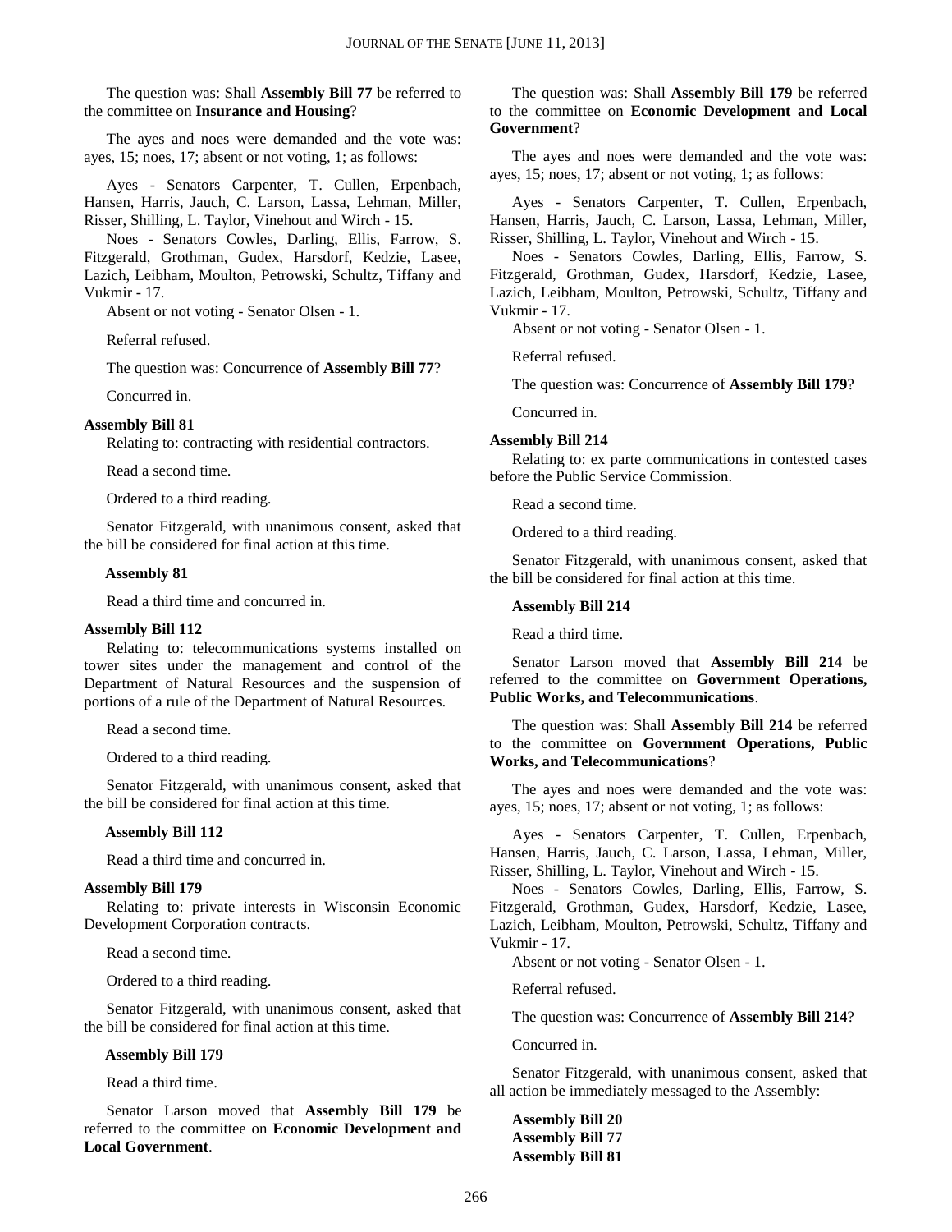The question was: Shall **Assembly Bill 77** be referred to the committee on **Insurance and Housing**?

The ayes and noes were demanded and the vote was: ayes, 15; noes, 17; absent or not voting, 1; as follows:

Ayes - Senators Carpenter, T. Cullen, Erpenbach, Hansen, Harris, Jauch, C. Larson, Lassa, Lehman, Miller, Risser, Shilling, L. Taylor, Vinehout and Wirch - 15.

Noes - Senators Cowles, Darling, Ellis, Farrow, S. Fitzgerald, Grothman, Gudex, Harsdorf, Kedzie, Lasee, Lazich, Leibham, Moulton, Petrowski, Schultz, Tiffany and Vukmir - 17.

Absent or not voting - Senator Olsen - 1.

Referral refused.

The question was: Concurrence of **Assembly Bill 77**?

Concurred in.

**Assembly Bill 81**

Relating to: contracting with residential contractors.

Read a second time.

Ordered to a third reading.

Senator Fitzgerald, with unanimous consent, asked that the bill be considered for final action at this time.

**Assembly 81**

Read a third time and concurred in.

**Assembly Bill 112**

Relating to: telecommunications systems installed on tower sites under the management and control of the Department of Natural Resources and the suspension of portions of a rule of the Department of Natural Resources.

Read a second time.

Ordered to a third reading.

Senator Fitzgerald, with unanimous consent, asked that the bill be considered for final action at this time.

**Assembly Bill 112**

Read a third time and concurred in.

**Assembly Bill 179**

Relating to: private interests in Wisconsin Economic Development Corporation contracts.

Read a second time.

Ordered to a third reading.

Senator Fitzgerald, with unanimous consent, asked that the bill be considered for final action at this time.

**Assembly Bill 179**

Read a third time.

Senator Larson moved that **Assembly Bill 179** be referred to the committee on **Economic Development and Local Government**.

The question was: Shall **Assembly Bill 179** be referred to the committee on **Economic Development and Local Government**?

The ayes and noes were demanded and the vote was: ayes, 15; noes, 17; absent or not voting, 1; as follows:

Ayes - Senators Carpenter, T. Cullen, Erpenbach, Hansen, Harris, Jauch, C. Larson, Lassa, Lehman, Miller, Risser, Shilling, L. Taylor, Vinehout and Wirch - 15.

Noes - Senators Cowles, Darling, Ellis, Farrow, S. Fitzgerald, Grothman, Gudex, Harsdorf, Kedzie, Lasee, Lazich, Leibham, Moulton, Petrowski, Schultz, Tiffany and Vukmir - 17.

Absent or not voting - Senator Olsen - 1.

Referral refused.

The question was: Concurrence of **Assembly Bill 179**?

Concurred in.

**Assembly Bill 214**

Relating to: ex parte communications in contested cases before the Public Service Commission.

Read a second time.

Ordered to a third reading.

Senator Fitzgerald, with unanimous consent, asked that the bill be considered for final action at this time.

**Assembly Bill 214**

Read a third time.

Senator Larson moved that **Assembly Bill 214** be referred to the committee on **Government Operations, Public Works, and Telecommunications**.

The question was: Shall **Assembly Bill 214** be referred to the committee on **Government Operations, Public Works, and Telecommunications**?

The ayes and noes were demanded and the vote was: ayes, 15; noes, 17; absent or not voting, 1; as follows:

Ayes - Senators Carpenter, T. Cullen, Erpenbach, Hansen, Harris, Jauch, C. Larson, Lassa, Lehman, Miller, Risser, Shilling, L. Taylor, Vinehout and Wirch - 15.

Noes - Senators Cowles, Darling, Ellis, Farrow, S. Fitzgerald, Grothman, Gudex, Harsdorf, Kedzie, Lasee, Lazich, Leibham, Moulton, Petrowski, Schultz, Tiffany and Vukmir - 17.

Absent or not voting - Senator Olsen - 1.

Referral refused.

The question was: Concurrence of **Assembly Bill 214**?

Concurred in.

Senator Fitzgerald, with unanimous consent, asked that all action be immediately messaged to the Assembly:

**Assembly Bill 20**
**Assembly Bill 77**
**Assembly Bill 81**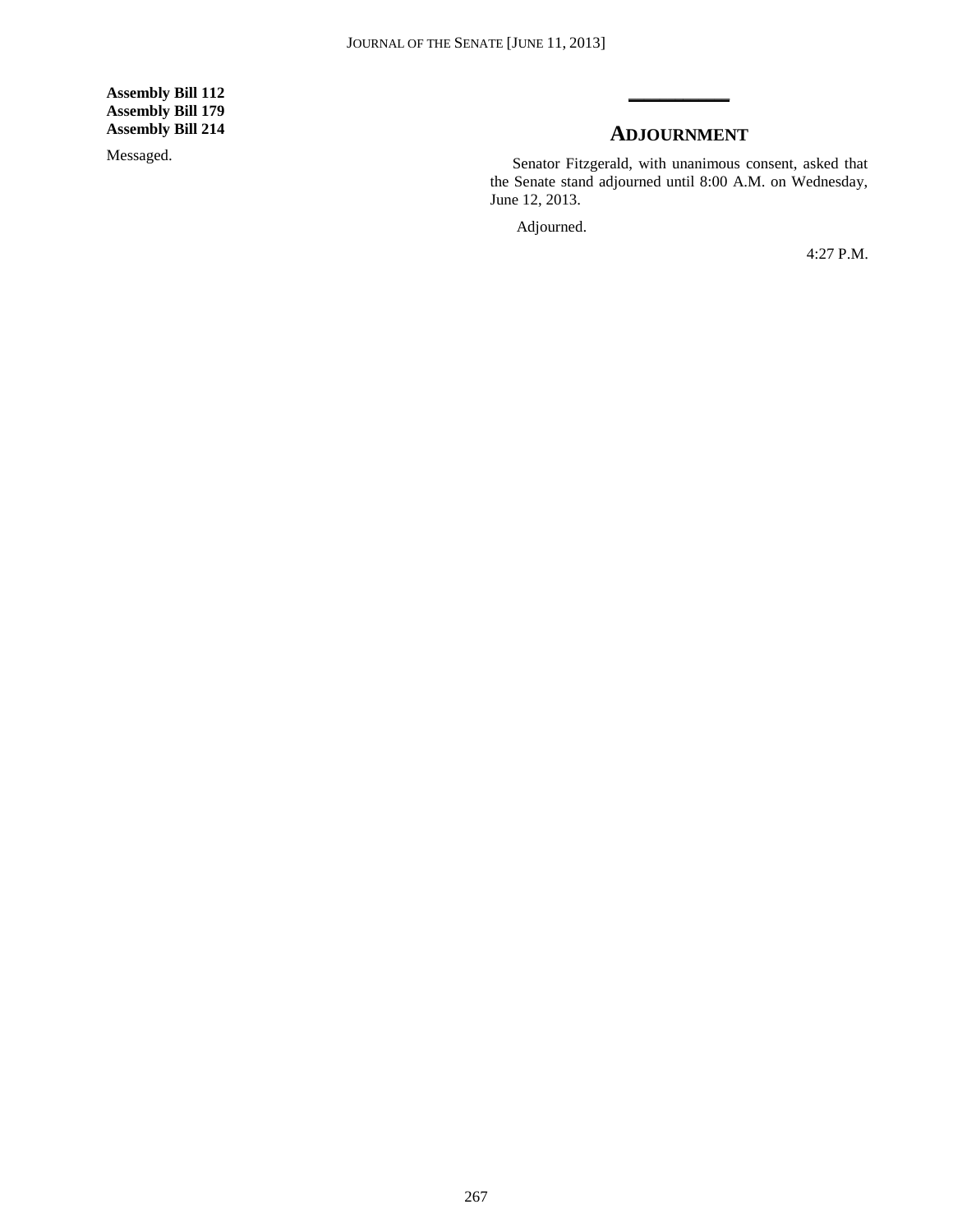**Assembly Bill 112**
**Assembly Bill 179**
**Assembly Bill 214**

Messaged.

---

## ADJOURNMENT

Senator Fitzgerald, with unanimous consent, asked that the Senate stand adjourned until 8:00 A.M. on Wednesday, June 12, 2013.

Adjourned.

4:27 P.M.